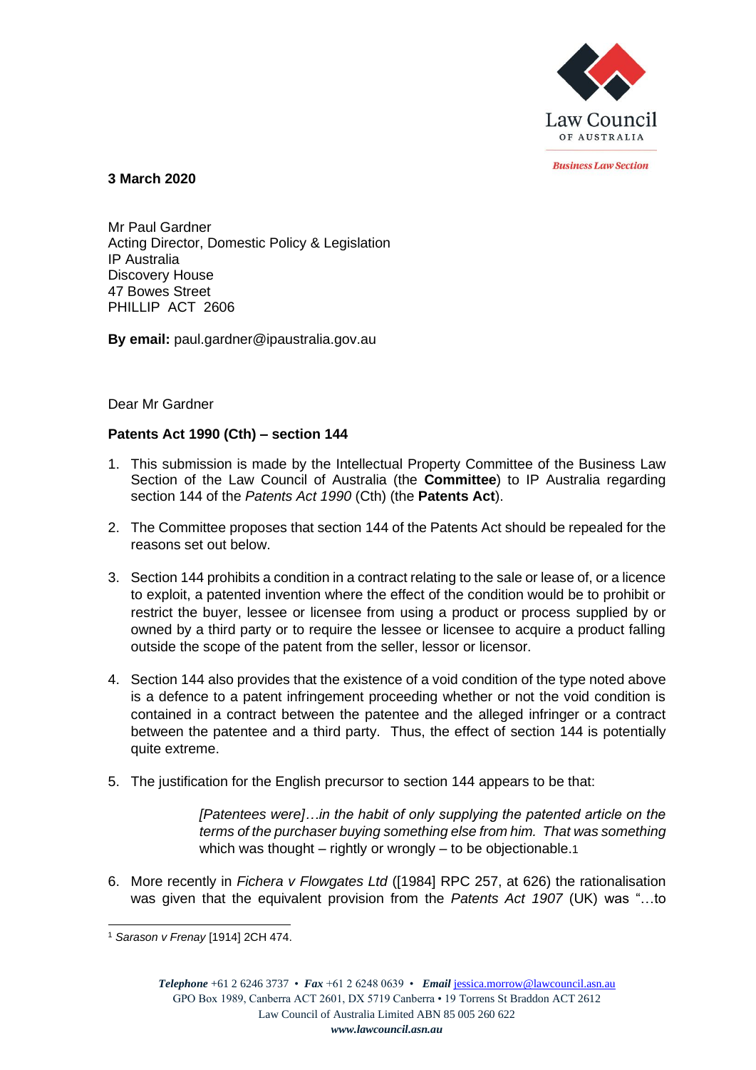Law Council OF AUSTRALIA

*Business Law Section*

**3 March 2020**

Mr Paul Gardner
Acting Director, Domestic Policy & Legislation
IP Australia
Discovery House
47 Bowes Street
PHILLIP ACT 2606

**By email:** paul.gardner@ipaustralia.gov.au

Dear Mr Gardner

**Patents Act 1990 (Cth) – section 144**

1. This submission is made by the Intellectual Property Committee of the Business Law Section of the Law Council of Australia (the **Committee**) to IP Australia regarding section 144 of the *Patents Act 1990* (Cth) (the **Patents Act**).

2. The Committee proposes that section 144 of the Patents Act should be repealed for the reasons set out below.

3. Section 144 prohibits a condition in a contract relating to the sale or lease of, or a licence to exploit, a patented invention where the effect of the condition would be to prohibit or restrict the buyer, lessee or licensee from using a product or process supplied by or owned by a third party or to require the lessee or licensee to acquire a product falling outside the scope of the patent from the seller, lessor or licensor.

4. Section 144 also provides that the existence of a void condition of the type noted above is a defence to a patent infringement proceeding whether or not the void condition is contained in a contract between the patentee and the alleged infringer or a contract between the patentee and a third party. Thus, the effect of section 144 is potentially quite extreme.

5. The justification for the English precursor to section 144 appears to be that:

   > *[Patentees were]…in the habit of only supplying the patented article on the terms of the purchaser buying something else from him. That was something* which was thought – rightly or wrongly – to be objectionable.[1]

6. More recently in *Fichera v Flowgates Ltd* ([1984] RPC 257, at 626) the rationalisation was given that the equivalent provision from the *Patents Act 1907* (UK) was "…to

[1] *Sarason v Frenay* [1914] 2CH 474.

*Telephone* +61 2 6246 3737 • *Fax* +61 2 6248 0639 • *Email* jessica.morrow@lawcouncil.asn.au
GPO Box 1989, Canberra ACT 2601, DX 5719 Canberra • 19 Torrens St Braddon ACT 2612
Law Council of Australia Limited ABN 85 005 260 622
*www.lawcouncil.asn.au*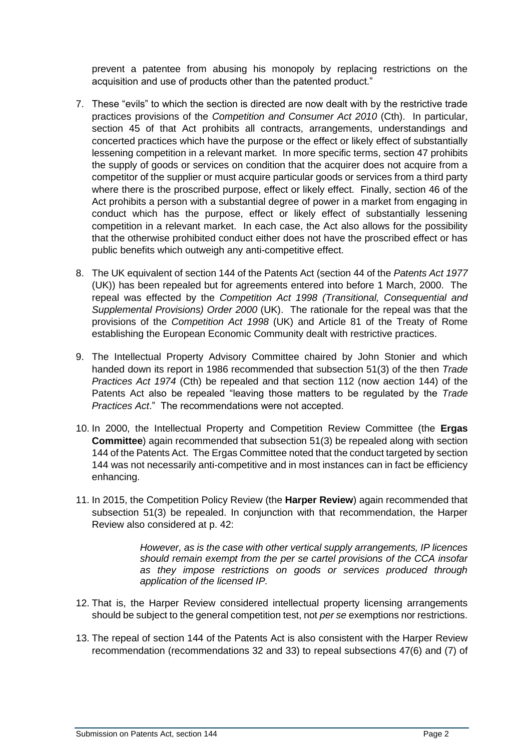prevent a patentee from abusing his monopoly by replacing restrictions on the acquisition and use of products other than the patented product."

7. These "evils" to which the section is directed are now dealt with by the restrictive trade practices provisions of the *Competition and Consumer Act 2010* (Cth). In particular, section 45 of that Act prohibits all contracts, arrangements, understandings and concerted practices which have the purpose or the effect or likely effect of substantially lessening competition in a relevant market. In more specific terms, section 47 prohibits the supply of goods or services on condition that the acquirer does not acquire from a competitor of the supplier or must acquire particular goods or services from a third party where there is the proscribed purpose, effect or likely effect. Finally, section 46 of the Act prohibits a person with a substantial degree of power in a market from engaging in conduct which has the purpose, effect or likely effect of substantially lessening competition in a relevant market. In each case, the Act also allows for the possibility that the otherwise prohibited conduct either does not have the proscribed effect or has public benefits which outweigh any anti-competitive effect.

8. The UK equivalent of section 144 of the Patents Act (section 44 of the *Patents Act 1977* (UK)) has been repealed but for agreements entered into before 1 March, 2000. The repeal was effected by the *Competition Act 1998 (Transitional, Consequential and Supplemental Provisions) Order 2000* (UK). The rationale for the repeal was that the provisions of the *Competition Act 1998* (UK) and Article 81 of the Treaty of Rome establishing the European Economic Community dealt with restrictive practices.

9. The Intellectual Property Advisory Committee chaired by John Stonier and which handed down its report in 1986 recommended that subsection 51(3) of the then *Trade Practices Act 1974* (Cth) be repealed and that section 112 (now aection 144) of the Patents Act also be repealed "leaving those matters to be regulated by the *Trade Practices Act*." The recommendations were not accepted.

10. In 2000, the Intellectual Property and Competition Review Committee (the **Ergas Committee**) again recommended that subsection 51(3) be repealed along with section 144 of the Patents Act. The Ergas Committee noted that the conduct targeted by section 144 was not necessarily anti-competitive and in most instances can in fact be efficiency enhancing.

11. In 2015, the Competition Policy Review (the **Harper Review**) again recommended that subsection 51(3) be repealed. In conjunction with that recommendation, the Harper Review also considered at p. 42:

    > *However, as is the case with other vertical supply arrangements, IP licences should remain exempt from the per se cartel provisions of the CCA insofar as they impose restrictions on goods or services produced through application of the licensed IP.*

12. That is, the Harper Review considered intellectual property licensing arrangements should be subject to the general competition test, not *per se* exemptions nor restrictions.

13. The repeal of section 144 of the Patents Act is also consistent with the Harper Review recommendation (recommendations 32 and 33) to repeal subsections 47(6) and (7) of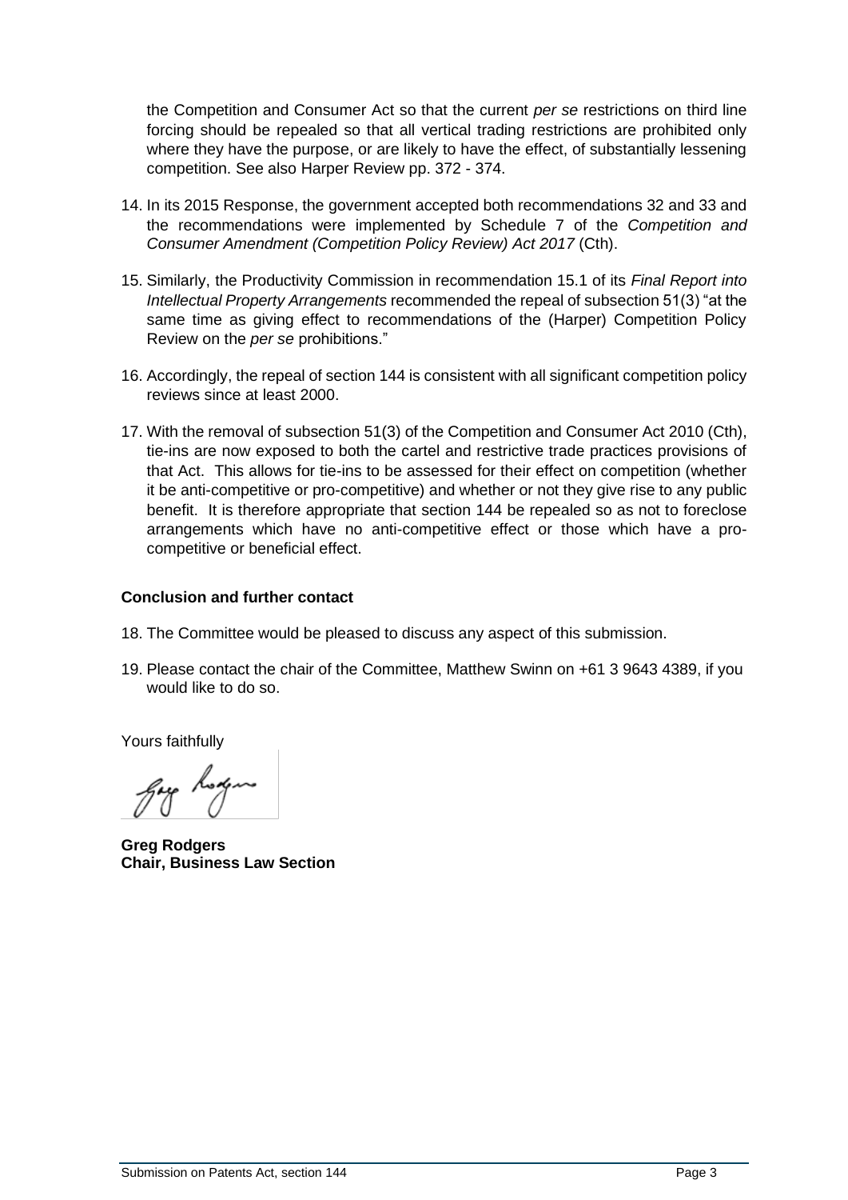the Competition and Consumer Act so that the current *per se* restrictions on third line forcing should be repealed so that all vertical trading restrictions are prohibited only where they have the purpose, or are likely to have the effect, of substantially lessening competition. See also Harper Review pp. 372 - 374.

14. In its 2015 Response, the government accepted both recommendations 32 and 33 and the recommendations were implemented by Schedule 7 of the *Competition and Consumer Amendment (Competition Policy Review) Act 2017* (Cth).

15. Similarly, the Productivity Commission in recommendation 15.1 of its *Final Report into Intellectual Property Arrangements* recommended the repeal of subsection 51(3) "at the same time as giving effect to recommendations of the (Harper) Competition Policy Review on the *per se* prohibitions."

16. Accordingly, the repeal of section 144 is consistent with all significant competition policy reviews since at least 2000.

17. With the removal of subsection 51(3) of the Competition and Consumer Act 2010 (Cth), tie-ins are now exposed to both the cartel and restrictive trade practices provisions of that Act. This allows for tie-ins to be assessed for their effect on competition (whether it be anti-competitive or pro-competitive) and whether or not they give rise to any public benefit. It is therefore appropriate that section 144 be repealed so as not to foreclose arrangements which have no anti-competitive effect or those which have a pro-competitive or beneficial effect.

**Conclusion and further contact**

18. The Committee would be pleased to discuss any aspect of this submission.

19. Please contact the chair of the Committee, Matthew Swinn on +61 3 9643 4389, if you would like to do so.

Yours faithfully

**Greg Rodgers**
**Chair, Business Law Section**